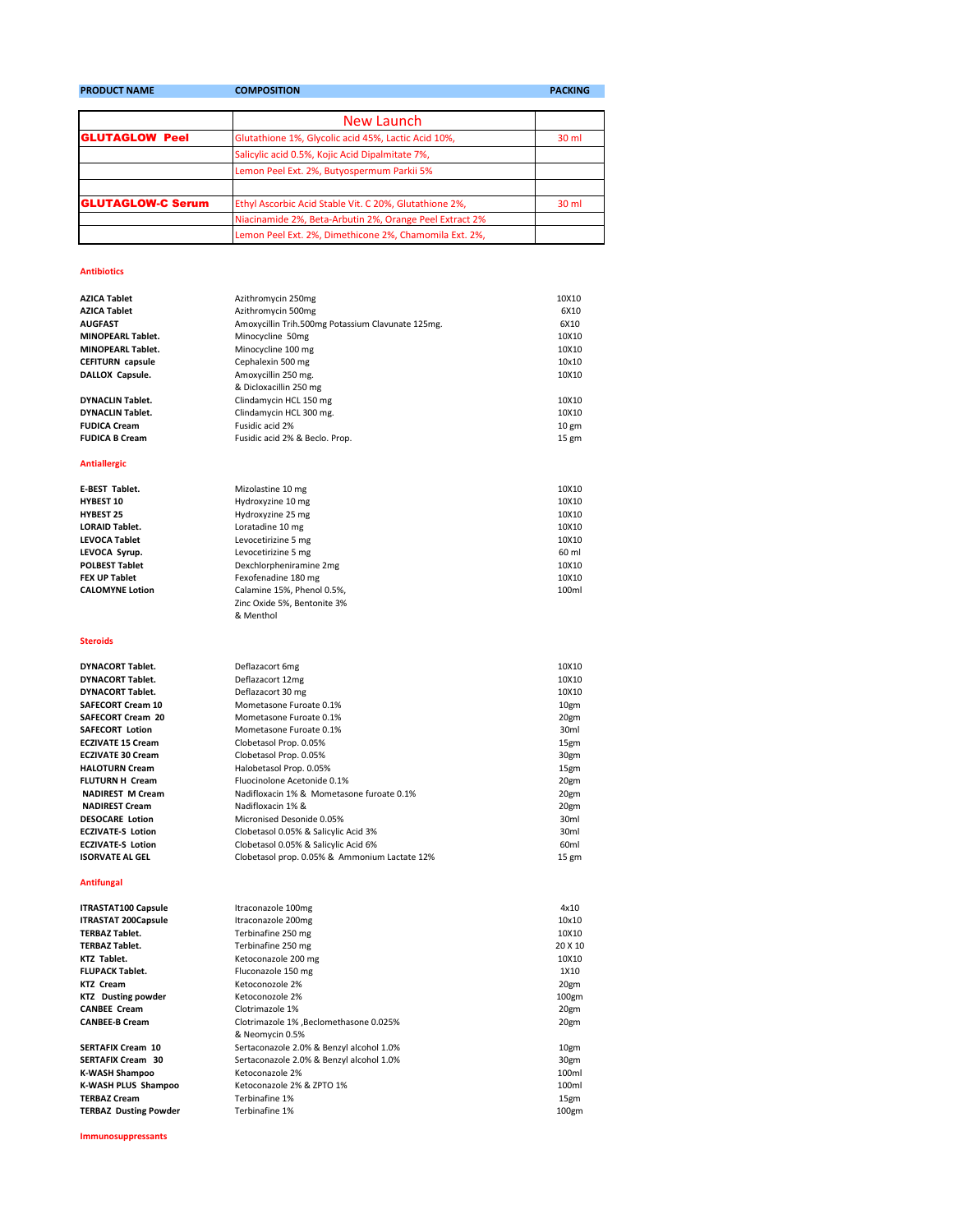| PRODUCT NAME | COMPOSITION | PACKING |
|---|---|---|

| | New Launch | |
|---|---|---|
| **GLUTAGLOW Peel** | Glutathione 1%, Glycolic acid 45%, Lactic Acid 10%, | 30 ml |
| | Salicylic acid 0.5%, Kojic Acid Dipalmitate 7%, | |
| | Lemon Peel Ext. 2%, Butyospermum Parkii 5% | |
| | | |
| **GLUTAGLOW-C Serum** | Ethyl Ascorbic Acid Stable Vit. C 20%, Glutathione 2%, | 30 ml |
| | Niacinamide 2%, Beta-Arbutin 2%, Orange Peel Extract 2% | |
| | Lemon Peel Ext. 2%, Dimethicone 2%, Chamomila Ext. 2%, | |

**Antibiotics**

| | | |
|---|---|---|
| **AZICA Tablet** | Azithromycin 250mg | 10X10 |
| **AZICA Tablet** | Azithromycin 500mg | 6X10 |
| **AUGFAST** | Amoxycillin Trih.500mg Potassium Clavunate 125mg. | 6X10 |
| **MINOPEARL Tablet.** | Minocycline 50mg | 10X10 |
| **MINOPEARL Tablet.** | Minocycline 100 mg | 10X10 |
| **CEFITURN capsule** | Cephalexin 500 mg | 10x10 |
| **DALLOX Capsule.** | Amoxycillin 250 mg. & Dicloxacillin 250 mg | 10X10 |
| **DYNACLIN Tablet.** | Clindamycin HCL 150 mg | 10X10 |
| **DYNACLIN Tablet.** | Clindamycin HCL 300 mg. | 10X10 |
| **FUDICA Cream** | Fusidic acid 2% | 10 gm |
| **FUDICA B Cream** | Fusidic acid 2% & Beclo. Prop. | 15 gm |

**Antiallergic**

| | | |
|---|---|---|
| **E-BEST Tablet.** | Mizolastine 10 mg | 10X10 |
| **HYBEST 10** | Hydroxyzine 10 mg | 10X10 |
| **HYBEST 25** | Hydroxyzine 25 mg | 10X10 |
| **LORAID Tablet.** | Loratadine 10 mg | 10X10 |
| **LEVOCA Tablet** | Levocetirizine 5 mg | 10X10 |
| **LEVOCA Syrup.** | Levocetirizine 5 mg | 60 ml |
| **POLBEST Tablet** | Dexchlorpheniramine 2mg | 10X10 |
| **FEX UP Tablet** | Fexofenadine 180 mg | 10X10 |
| **CALOMYNE Lotion** | Calamine 15%, Phenol 0.5%, Zinc Oxide 5%, Bentonite 3% & Menthol | 100ml |

**Steroids**

| | | |
|---|---|---|
| **DYNACORT Tablet.** | Deflazacort 6mg | 10X10 |
| **DYNACORT Tablet.** | Deflazacort 12mg | 10X10 |
| **DYNACORT Tablet.** | Deflazacort 30 mg | 10X10 |
| **SAFECORT Cream 10** | Mometasone Furoate 0.1% | 10gm |
| **SAFECORT Cream 20** | Mometasone Furoate 0.1% | 20gm |
| **SAFECORT Lotion** | Mometasone Furoate 0.1% | 30ml |
| **ECZIVATE 15 Cream** | Clobetasol Prop. 0.05% | 15gm |
| **ECZIVATE 30 Cream** | Clobetasol Prop. 0.05% | 30gm |
| **HALOTURN Cream** | Halobetasol Prop. 0.05% | 15gm |
| **FLUTURN H Cream** | Fluocinolone Acetonide 0.1% | 20gm |
| **NADIREST M Cream** | Nadifloxacin 1% & Mometasone furoate 0.1% | 20gm |
| **NADIREST Cream** | Nadifloxacin 1% & | 20gm |
| **DESOCARE Lotion** | Micronised Desonide 0.05% | 30ml |
| **ECZIVATE-S Lotion** | Clobetasol 0.05% & Salicylic Acid 3% | 30ml |
| **ECZIVATE-S Lotion** | Clobetasol 0.05% & Salicylic Acid 6% | 60ml |
| **ISORVATE AL GEL** | Clobetasol prop. 0.05% & Ammonium Lactate 12% | 15 gm |

**Antifungal**

| | | |
|---|---|---|
| **ITRASTAT100 Capsule** | Itraconazole 100mg | 4x10 |
| **ITRASTAT 200Capsule** | Itraconazole 200mg | 10x10 |
| **TERBAZ Tablet.** | Terbinafine 250 mg | 10X10 |
| **TERBAZ Tablet.** | Terbinafine 250 mg | 20 X 10 |
| **KTZ Tablet.** | Ketoconazole 200 mg | 10X10 |
| **FLUPACK Tablet.** | Fluconazole 150 mg | 1X10 |
| **KTZ Cream** | Ketoconozole 2% | 20gm |
| **KTZ Dusting powder** | Ketoconozole 2% | 100gm |
| **CANBEE Cream** | Clotrimazole 1% | 20gm |
| **CANBEE-B Cream** | Clotrimazole 1% ,Beclomethasone 0.025% & Neomycin 0.5% | 20gm |
| **SERTAFIX Cream 10** | Sertaconazole 2.0% & Benzyl alcohol 1.0% | 10gm |
| **SERTAFIX Cream 30** | Sertaconazole 2.0% & Benzyl alcohol 1.0% | 30gm |
| **K-WASH Shampoo** | Ketoconazole 2% | 100ml |
| **K-WASH PLUS Shampoo** | Ketoconazole 2% & ZPTO 1% | 100ml |
| **TERBAZ Cream** | Terbinafine 1% | 15gm |
| **TERBAZ Dusting Powder** | Terbinafine 1% | 100gm |

**Immunosuppressants**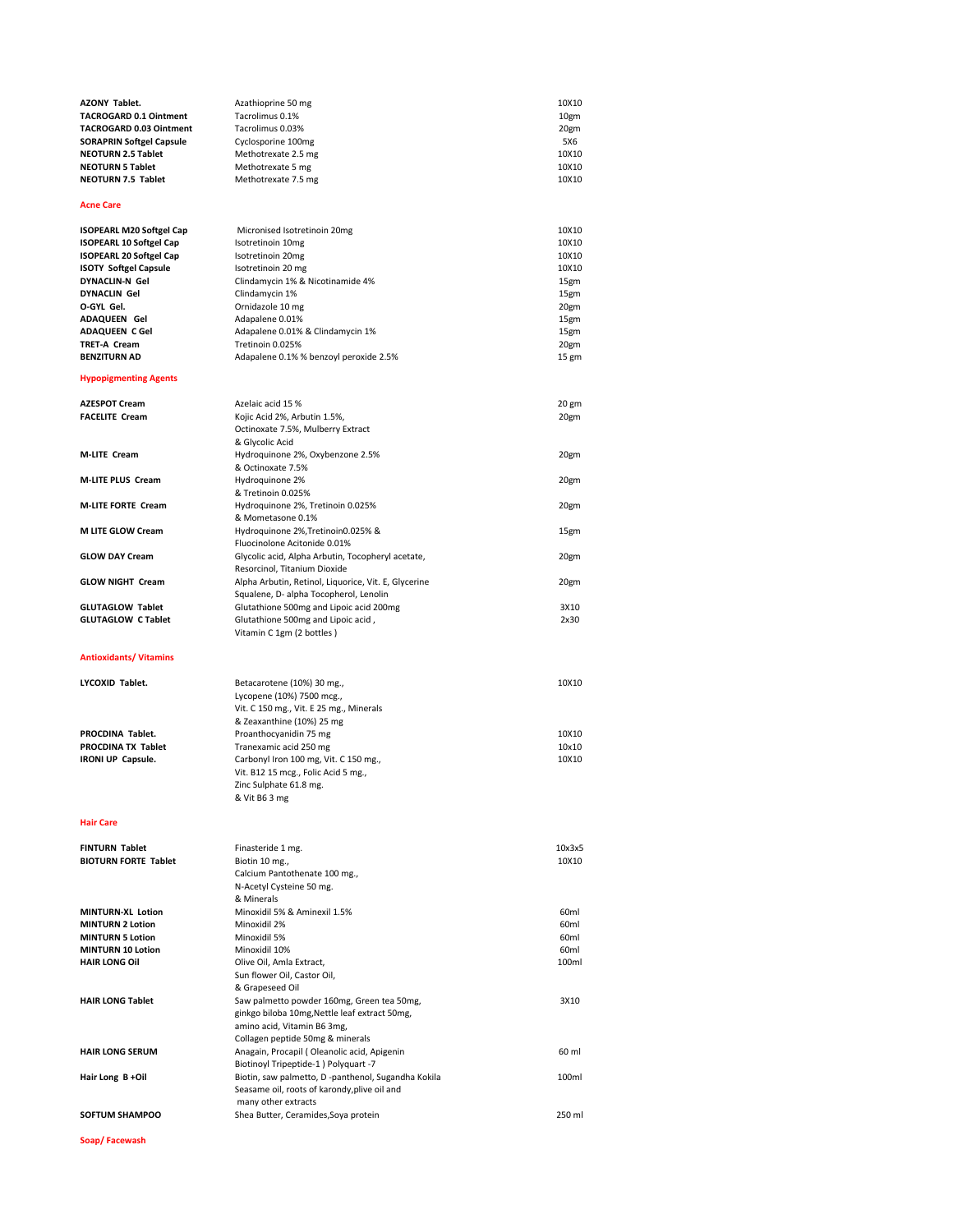| | | |
|---|---|---|
| **AZONY Tablet.** | Azathioprine 50 mg | 10X10 |
| **TACROGARD 0.1 Ointment** | Tacrolimus 0.1% | 10gm |
| **TACROGARD 0.03 Ointment** | Tacrolimus 0.03% | 20gm |
| **SORAPRIN Softgel Capsule** | Cyclosporine 100mg | 5X6 |
| **NEOTURN 2.5 Tablet** | Methotrexate 2.5 mg | 10X10 |
| **NEOTURN 5 Tablet** | Methotrexate 5 mg | 10X10 |
| **NEOTURN 7.5 Tablet** | Methotrexate 7.5 mg | 10X10 |

**Acne Care**

| | | |
|---|---|---|
| **ISOPEARL M20 Softgel Cap** | Micronised Isotretinoin 20mg | 10X10 |
| **ISOPEARL 10 Softgel Cap** | Isotretinoin 10mg | 10X10 |
| **ISOPEARL 20 Softgel Cap** | Isotretinoin 20mg | 10X10 |
| **ISOTY Softgel Capsule** | Isotretinoin 20 mg | 10X10 |
| **DYNACLIN-N Gel** | Clindamycin 1% & Nicotinamide 4% | 15gm |
| **DYNACLIN Gel** | Clindamycin 1% | 15gm |
| **O-GYL Gel.** | Ornidazole 10 mg | 20gm |
| **ADAQUEEN Gel** | Adapalene 0.01% | 15gm |
| **ADAQUEEN C Gel** | Adapalene 0.01% & Clindamycin 1% | 15gm |
| **TRET-A Cream** | Tretinoin 0.025% | 20gm |
| **BENZITURN AD** | Adapalene 0.1% % benzoyl peroxide 2.5% | 15 gm |

**Hypopigmenting Agents**

| | | |
|---|---|---|
| **AZESPOT Cream** | Azelaic acid 15 % | 20 gm |
| **FACELITE Cream** | Kojic Acid 2%, Arbutin 1.5%, Octinoxate 7.5%, Mulberry Extract & Glycolic Acid | 20gm |
| **M-LITE Cream** | Hydroquinone 2%, Oxybenzone 2.5% & Octinoxate 7.5% | 20gm |
| **M-LITE PLUS Cream** | Hydroquinone 2% & Tretinoin 0.025% | 20gm |
| **M-LITE FORTE Cream** | Hydroquinone 2%, Tretinoin 0.025% & Mometasone 0.1% | 20gm |
| **M LITE GLOW Cream** | Hydroquinone 2%,Tretinoin0.025% & Fluocinolone Acitonide 0.01% | 15gm |
| **GLOW DAY Cream** | Glycolic acid, Alpha Arbutin, Tocopheryl acetate, Resorcinol, Titanium Dioxide | 20gm |
| **GLOW NIGHT Cream** | Alpha Arbutin, Retinol, Liquorice, Vit. E, Glycerine Squalene, D- alpha Tocopherol, Lenolin | 20gm |
| **GLUTAGLOW Tablet** | Glutathione 500mg and Lipoic acid 200mg | 3X10 |
| **GLUTAGLOW C Tablet** | Glutathione 500mg and Lipoic acid , Vitamin C 1gm (2 bottles ) | 2x30 |

**Antioxidants/ Vitamins**

| | | |
|---|---|---|
| **LYCOXID Tablet.** | Betacarotene (10%) 30 mg., Lycopene (10%) 7500 mcg., Vit. C 150 mg., Vit. E 25 mg., Minerals & Zeaxanthine (10%) 25 mg | 10X10 |
| **PROCDINA Tablet.** | Proanthocyanidin 75 mg | 10X10 |
| **PROCDINA TX Tablet** | Tranexamic acid 250 mg | 10x10 |
| **IRONI UP Capsule.** | Carbonyl Iron 100 mg, Vit. C 150 mg., Vit. B12 15 mcg., Folic Acid 5 mg., Zinc Sulphate 61.8 mg. & Vit B6 3 mg | 10X10 |

**Hair Care**

| | | |
|---|---|---|
| **FINTURN Tablet** | Finasteride 1 mg. | 10x3x5 |
| **BIOTURN FORTE Tablet** | Biotin 10 mg., Calcium Pantothenate 100 mg., N-Acetyl Cysteine 50 mg. & Minerals | 10X10 |
| **MINTURN-XL Lotion** | Minoxidil 5% & Aminexil 1.5% | 60ml |
| **MINTURN 2 Lotion** | Minoxidil 2% | 60ml |
| **MINTURN 5 Lotion** | Minoxidil 5% | 60ml |
| **MINTURN 10 Lotion** | Minoxidil 10% | 60ml |
| **HAIR LONG Oil** | Olive Oil, Amla Extract, Sun flower Oil, Castor Oil, & Grapeseed Oil | 100ml |
| **HAIR LONG Tablet** | Saw palmetto powder 160mg, Green tea 50mg, ginkgo biloba 10mg,Nettle leaf extract 50mg, amino acid, Vitamin B6 3mg, Collagen peptide 50mg & minerals | 3X10 |
| **HAIR LONG SERUM** | Anagain, Procapil ( Oleanolic acid, Apigenin Biotinoyl Tripeptide-1 ) Polyquart -7 | 60 ml |
| **Hair Long B +Oil** | Biotin, saw palmetto, D -panthenol, Sugandha Kokila Seasame oil, roots of karondy,plive oil and many other extracts | 100ml |
| **SOFTUM SHAMPOO** | Shea Butter, Ceramides,Soya protein | 250 ml |

**Soap/ Facewash**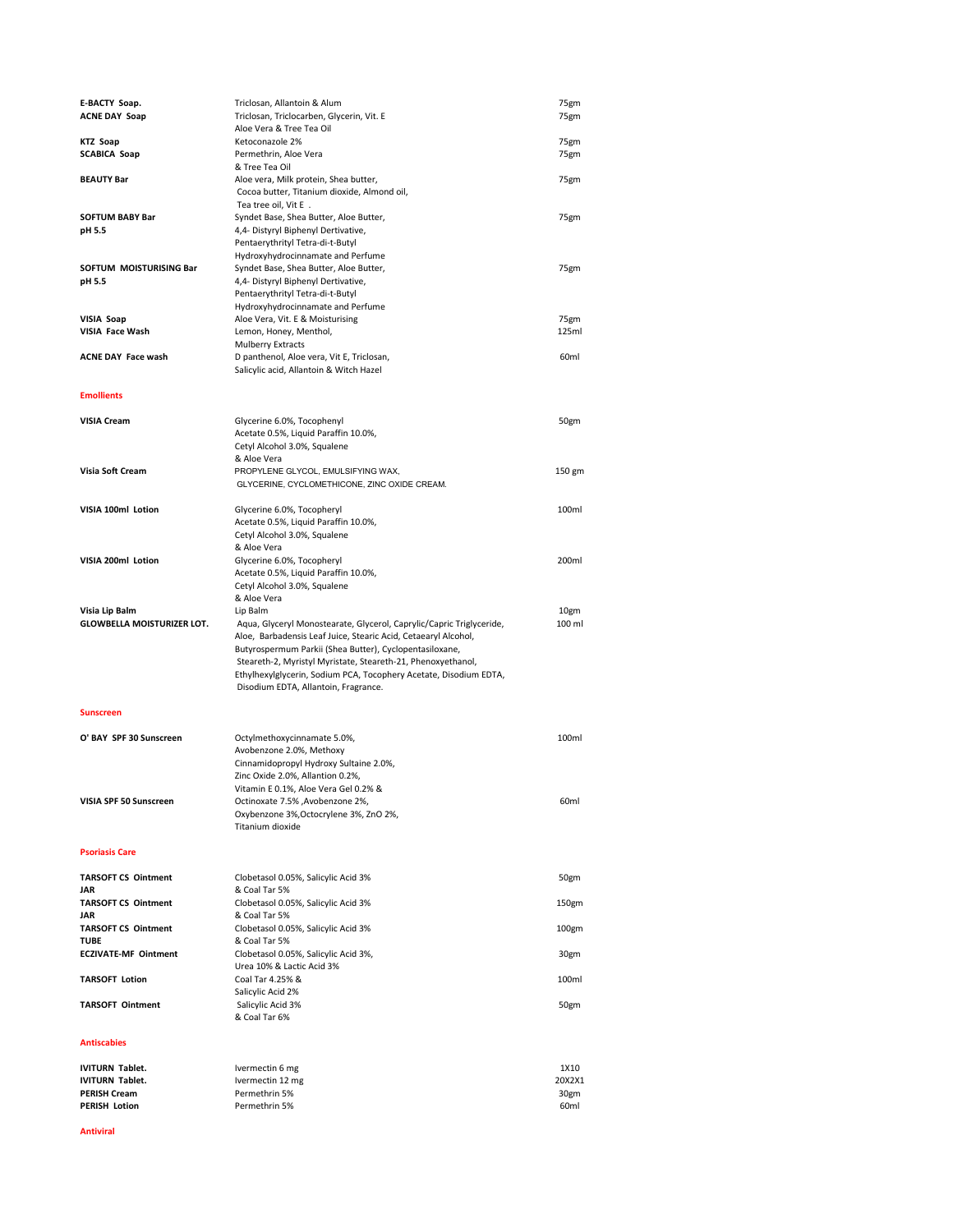| | | |
|---|---|---|
| **E-BACTY Soap.** | Triclosan, Allantoin & Alum | 75gm |
| **ACNE DAY Soap** | Triclosan, Triclocarben, Glycerin, Vit. E Aloe Vera & Tree Tea Oil | 75gm |
| **KTZ Soap** | Ketoconazole 2% | 75gm |
| **SCABICA Soap** | Permethrin, Aloe Vera & Tree Tea Oil | 75gm |
| **BEAUTY Bar** | Aloe vera, Milk protein, Shea butter, Cocoa butter, Titanium dioxide, Almond oil, Tea tree oil, Vit E . | 75gm |
| **SOFTUM BABY Bar pH 5.5** | Syndet Base, Shea Butter, Aloe Butter, 4,4- Distyryl Biphenyl Dertivative, Pentaerythrityl Tetra-di-t-Butyl Hydroxyhydrocinnamate and Perfume | 75gm |
| **SOFTUM MOISTURISING Bar pH 5.5** | Syndet Base, Shea Butter, Aloe Butter, 4,4- Distyryl Biphenyl Dertivative, Pentaerythrityl Tetra-di-t-Butyl Hydroxyhydrocinnamate and Perfume | 75gm |
| **VISIA Soap** | Aloe Vera, Vit. E & Moisturising | 75gm |
| **VISIA Face Wash** | Lemon, Honey, Menthol, Mulberry Extracts | 125ml |
| **ACNE DAY Face wash** | D panthenol, Aloe vera, Vit E, Triclosan, Salicylic acid, Allantoin & Witch Hazel | 60ml |

## Emollients

| | | |
|---|---|---|
| **VISIA Cream** | Glycerine 6.0%, Tocophenyl Acetate 0.5%, Liquid Paraffin 10.0%, Cetyl Alcohol 3.0%, Squalene & Aloe Vera | 50gm |
| **Visia Soft Cream** | PROPYLENE GLYCOL, EMULSIFYING WAX, GLYCERINE, CYCLOMETHICONE, ZINC OXIDE CREAM. | 150 gm |
| **VISIA 100ml Lotion** | Glycerine 6.0%, Tocopheryl Acetate 0.5%, Liquid Paraffin 10.0%, Cetyl Alcohol 3.0%, Squalene & Aloe Vera | 100ml |
| **VISIA 200ml Lotion** | Glycerine 6.0%, Tocopheryl Acetate 0.5%, Liquid Paraffin 10.0%, Cetyl Alcohol 3.0%, Squalene & Aloe Vera | 200ml |
| **Visia Lip Balm** | Lip Balm | 10gm |
| **GLOWBELLA MOISTURIZER LOT.** | Aqua, Glyceryl Monostearate, Glycerol, Caprylic/Capric Triglyceride, Aloe, Barbadensis Leaf Juice, Stearic Acid, Cetaearyl Alcohol, Butyrospermum Parkii (Shea Butter), Cyclopentasiloxane, Steareth-2, Myristyl Myristate, Steareth-21, Phenoxyethanol, Ethylhexylglycerin, Sodium PCA, Tocophery Acetate, Disodium EDTA, Disodium EDTA, Allantoin, Fragrance. | 100 ml |

## Sunscreen

| | | |
|---|---|---|
| **O' BAY SPF 30 Sunscreen** | Octylmethoxycinnamate 5.0%, Avobenzone 2.0%, Methoxy Cinnamidopropyl Hydroxy Sultaine 2.0%, Zinc Oxide 2.0%, Allantion 0.2%, Vitamin E 0.1%, Aloe Vera Gel 0.2% & | 100ml |
| **VISIA SPF 50 Sunscreen** | Octinoxate 7.5% ,Avobenzone 2%, Oxybenzone 3%,Octocrylene 3%, ZnO 2%, Titanium dioxide | 60ml |

## Psoriasis Care

| | | |
|---|---|---|
| **TARSOFT CS Ointment JAR** | Clobetasol 0.05%, Salicylic Acid 3% & Coal Tar 5% | 50gm |
| **TARSOFT CS Ointment JAR** | Clobetasol 0.05%, Salicylic Acid 3% & Coal Tar 5% | 150gm |
| **TARSOFT CS Ointment TUBE** | Clobetasol 0.05%, Salicylic Acid 3% & Coal Tar 5% | 100gm |
| **ECZIVATE-MF Ointment** | Clobetasol 0.05%, Salicylic Acid 3%, Urea 10% & Lactic Acid 3% | 30gm |
| **TARSOFT Lotion** | Coal Tar 4.25% & Salicylic Acid 2% | 100ml |
| **TARSOFT Ointment** | Salicylic Acid 3% & Coal Tar 6% | 50gm |

## Antiscabies

| | | |
|---|---|---|
| **IVITURN Tablet.** | Ivermectin 6 mg | 1X10 |
| **IVITURN Tablet.** | Ivermectin 12 mg | 20X2X1 |
| **PERISH Cream** | Permethrin 5% | 30gm |
| **PERISH Lotion** | Permethrin 5% | 60ml |

## Antiviral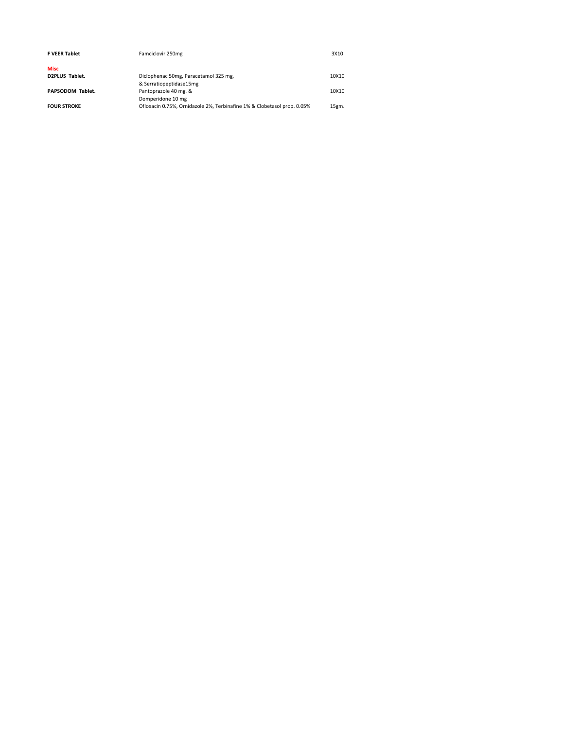| | | |
|---|---|---|
| **F VEER Tablet** | Famciclovir 250mg | 3X10 |
| **Misc** | | |
| **D2PLUS Tablet.** | Diclophenac 50mg, Paracetamol 325 mg, & Serratiopeptidase15mg | 10X10 |
| **PAPSODOM Tablet.** | Pantoprazole 40 mg. & Domperidone 10 mg | 10X10 |
| **FOUR STROKE** | Ofloxacin 0.75%, Ornidazole 2%, Terbinafine 1% & Clobetasol prop. 0.05% | 15gm. |